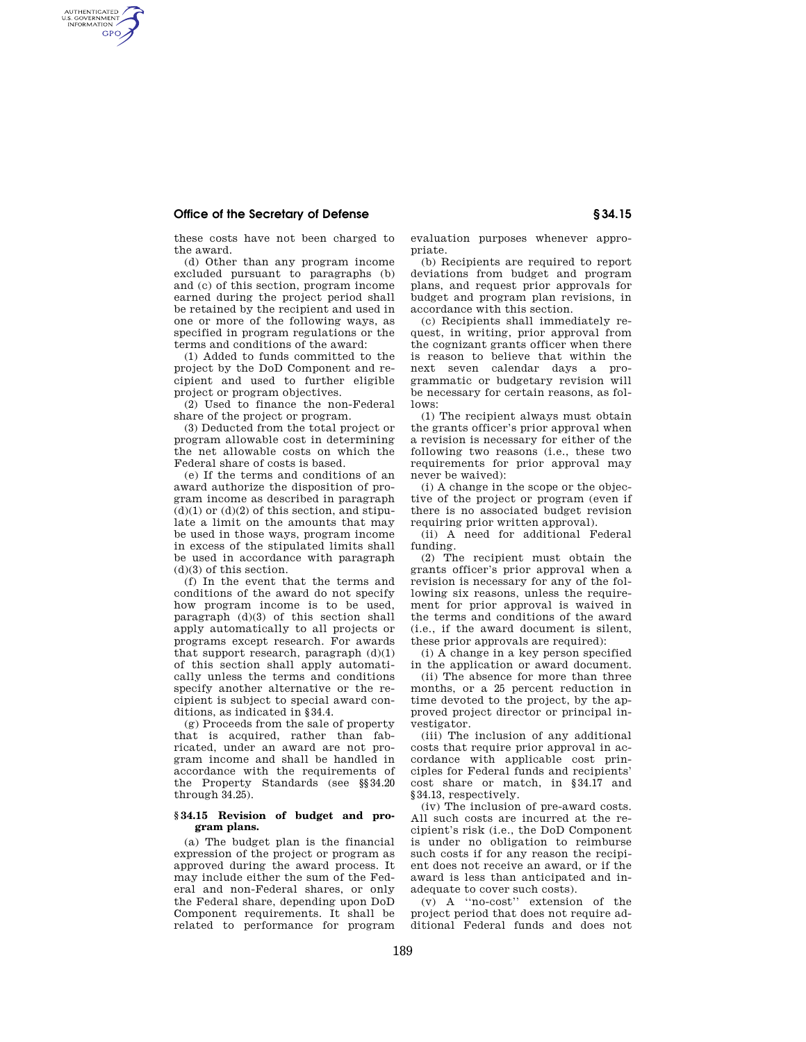these costs have not been charged to the award.

(d) Other than any program income excluded pursuant to paragraphs (b) and (c) of this section, program income earned during the project period shall be retained by the recipient and used in one or more of the following ways, as specified in program regulations or the terms and conditions of the award:

(1) Added to funds committed to the project by the DoD Component and recipient and used to further eligible project or program objectives.

(2) Used to finance the non-Federal share of the project or program.

(3) Deducted from the total project or program allowable cost in determining the net allowable costs on which the Federal share of costs is based.

(e) If the terms and conditions of an award authorize the disposition of program income as described in paragraph (d)(1) or (d)(2) of this section, and stipulate a limit on the amounts that may be used in those ways, program income in excess of the stipulated limits shall be used in accordance with paragraph (d)(3) of this section.

(f) In the event that the terms and conditions of the award do not specify how program income is to be used, paragraph (d)(3) of this section shall apply automatically to all projects or programs except research. For awards that support research, paragraph (d)(1) of this section shall apply automatically unless the terms and conditions specify another alternative or the recipient is subject to special award conditions, as indicated in §34.4.

(g) Proceeds from the sale of property that is acquired, rather than fabricated, under an award are not program income and shall be handled in accordance with the requirements of the Property Standards (see §§34.20 through 34.25).

### §34.15 Revision of budget and program plans.

(a) The budget plan is the financial expression of the project or program as approved during the award process. It may include either the sum of the Federal and non-Federal shares, or only the Federal share, depending upon DoD Component requirements. It shall be related to performance for program evaluation purposes whenever appropriate.

(b) Recipients are required to report deviations from budget and program plans, and request prior approvals for budget and program plan revisions, in accordance with this section.

(c) Recipients shall immediately request, in writing, prior approval from the cognizant grants officer when there is reason to believe that within the next seven calendar days a programmatic or budgetary revision will be necessary for certain reasons, as follows:

(1) The recipient always must obtain the grants officer's prior approval when a revision is necessary for either of the following two reasons (i.e., these two requirements for prior approval may never be waived):

(i) A change in the scope or the objective of the project or program (even if there is no associated budget revision requiring prior written approval).

(ii) A need for additional Federal funding.

(2) The recipient must obtain the grants officer's prior approval when a revision is necessary for any of the following six reasons, unless the requirement for prior approval is waived in the terms and conditions of the award (i.e., if the award document is silent, these prior approvals are required):

(i) A change in a key person specified in the application or award document.

(ii) The absence for more than three months, or a 25 percent reduction in time devoted to the project, by the approved project director or principal investigator.

(iii) The inclusion of any additional costs that require prior approval in accordance with applicable cost principles for Federal funds and recipients' cost share or match, in §34.17 and §34.13, respectively.

(iv) The inclusion of pre-award costs. All such costs are incurred at the recipient's risk (i.e., the DoD Component is under no obligation to reimburse such costs if for any reason the recipient does not receive an award, or if the award is less than anticipated and inadequate to cover such costs).

(v) A "no-cost" extension of the project period that does not require additional Federal funds and does not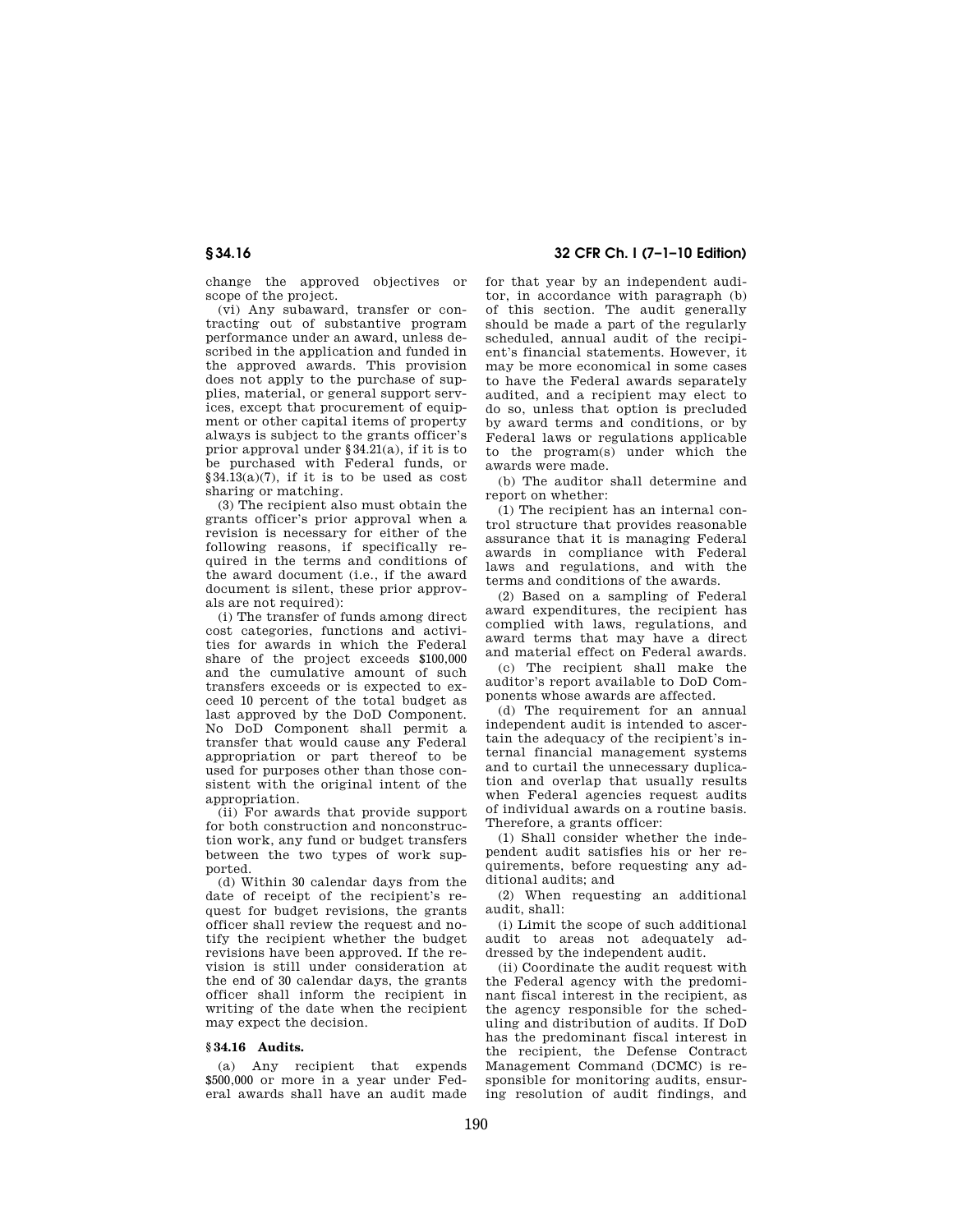change the approved objectives or scope of the project.

(vi) Any subaward, transfer or contracting out of substantive program performance under an award, unless described in the application and funded in the approved awards. This provision does not apply to the purchase of supplies, material, or general support services, except that procurement of equipment or other capital items of property always is subject to the grants officer's prior approval under §34.21(a), if it is to be purchased with Federal funds, or §34.13(a)(7), if it is to be used as cost sharing or matching.

(3) The recipient also must obtain the grants officer's prior approval when a revision is necessary for either of the following reasons, if specifically required in the terms and conditions of the award document (i.e., if the award document is silent, these prior approvals are not required):

(i) The transfer of funds among direct cost categories, functions and activities for awards in which the Federal share of the project exceeds $100,000 and the cumulative amount of such transfers exceeds or is expected to exceed 10 percent of the total budget as last approved by the DoD Component. No DoD Component shall permit a transfer that would cause any Federal appropriation or part thereof to be used for purposes other than those consistent with the original intent of the appropriation.

(ii) For awards that provide support for both construction and nonconstruction work, any fund or budget transfers between the two types of work supported.

(d) Within 30 calendar days from the date of receipt of the recipient's request for budget revisions, the grants officer shall review the request and notify the recipient whether the budget revisions have been approved. If the revision is still under consideration at the end of 30 calendar days, the grants officer shall inform the recipient in writing of the date when the recipient may expect the decision.

## § 34.16 Audits.

(a) Any recipient that expends $500,000 or more in a year under Federal awards shall have an audit made for that year by an independent auditor, in accordance with paragraph (b) of this section. The audit generally should be made a part of the regularly scheduled, annual audit of the recipient's financial statements. However, it may be more economical in some cases to have the Federal awards separately audited, and a recipient may elect to do so, unless that option is precluded by award terms and conditions, or by Federal laws or regulations applicable to the program(s) under which the awards were made.

(b) The auditor shall determine and report on whether:

(1) The recipient has an internal control structure that provides reasonable assurance that it is managing Federal awards in compliance with Federal laws and regulations, and with the terms and conditions of the awards.

(2) Based on a sampling of Federal award expenditures, the recipient has complied with laws, regulations, and award terms that may have a direct and material effect on Federal awards.

(c) The recipient shall make the auditor's report available to DoD Components whose awards are affected.

(d) The requirement for an annual independent audit is intended to ascertain the adequacy of the recipient's internal financial management systems and to curtail the unnecessary duplication and overlap that usually results when Federal agencies request audits of individual awards on a routine basis. Therefore, a grants officer:

(1) Shall consider whether the independent audit satisfies his or her requirements, before requesting any additional audits; and

(2) When requesting an additional audit, shall:

(i) Limit the scope of such additional audit to areas not adequately addressed by the independent audit.

(ii) Coordinate the audit request with the Federal agency with the predominant fiscal interest in the recipient, as the agency responsible for the scheduling and distribution of audits. If DoD has the predominant fiscal interest in the recipient, the Defense Contract Management Command (DCMC) is responsible for monitoring audits, ensuring resolution of audit findings, and